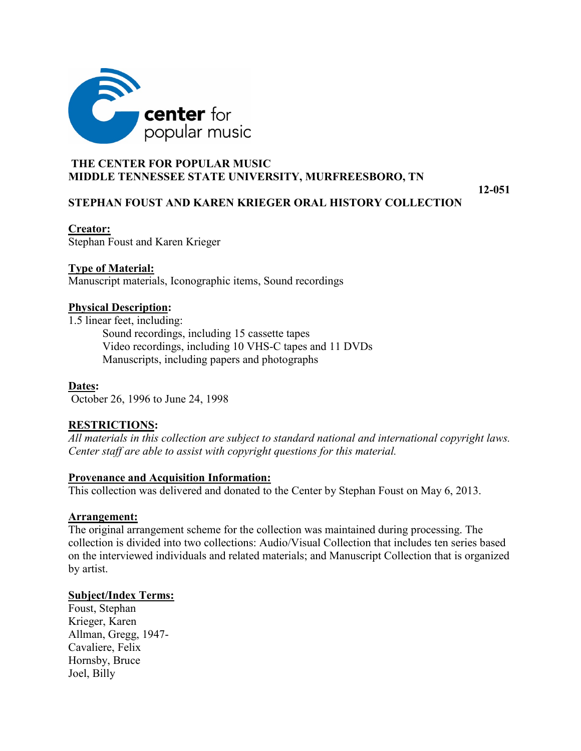center for popular music

**THE CENTER FOR POPULAR MUSIC**
**MIDDLE TENNESSEE STATE UNIVERSITY, MURFREESBORO, TN**

**12-051**

# STEPHAN FOUST AND KAREN KRIEGER ORAL HISTORY COLLECTION

**Creator:**
Stephan Foust and Karen Krieger

**Type of Material:**
Manuscript materials, Iconographic items, Sound recordings

**Physical Description:**
1.5 linear feet, including:

- Sound recordings, including 15 cassette tapes
- Video recordings, including 10 VHS-C tapes and 11 DVDs
- Manuscripts, including papers and photographs

**Dates:**
October 26, 1996 to June 24, 1998

**RESTRICTIONS:**
*All materials in this collection are subject to standard national and international copyright laws. Center staff are able to assist with copyright questions for this material.*

**Provenance and Acquisition Information:**
This collection was delivered and donated to the Center by Stephan Foust on May 6, 2013.

**Arrangement:**
The original arrangement scheme for the collection was maintained during processing. The collection is divided into two collections: Audio/Visual Collection that includes ten series based on the interviewed individuals and related materials; and Manuscript Collection that is organized by artist.

**Subject/Index Terms:**
Foust, Stephan
Krieger, Karen
Allman, Gregg, 1947-
Cavaliere, Felix
Hornsby, Bruce
Joel, Billy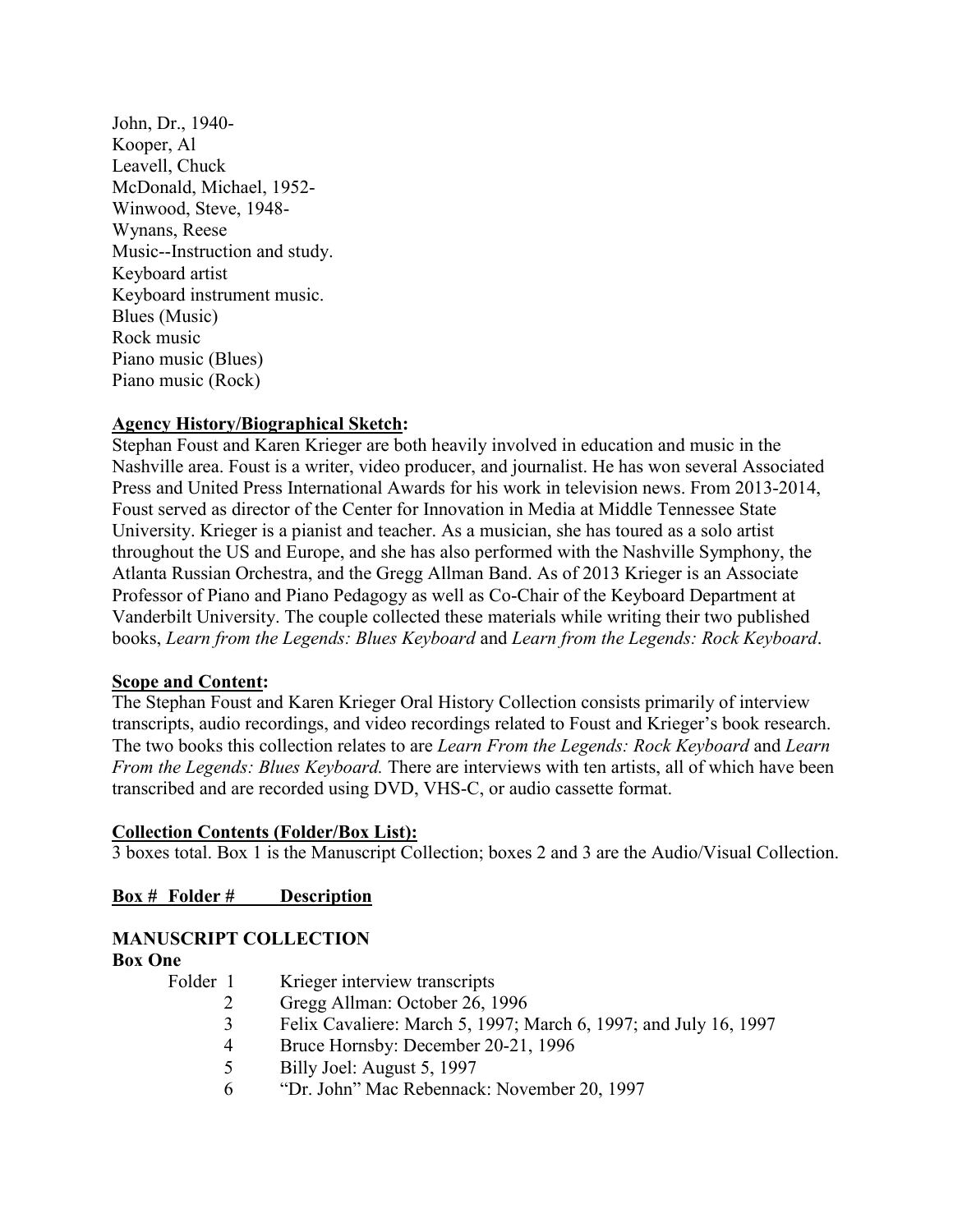John, Dr., 1940-
Kooper, Al
Leavell, Chuck
McDonald, Michael, 1952-
Winwood, Steve, 1948-
Wynans, Reese
Music--Instruction and study.
Keyboard artist
Keyboard instrument music.
Blues (Music)
Rock music
Piano music (Blues)
Piano music (Rock)

**Agency History/Biographical Sketch:**
Stephan Foust and Karen Krieger are both heavily involved in education and music in the Nashville area. Foust is a writer, video producer, and journalist. He has won several Associated Press and United Press International Awards for his work in television news. From 2013-2014, Foust served as director of the Center for Innovation in Media at Middle Tennessee State University. Krieger is a pianist and teacher. As a musician, she has toured as a solo artist throughout the US and Europe, and she has also performed with the Nashville Symphony, the Atlanta Russian Orchestra, and the Gregg Allman Band. As of 2013 Krieger is an Associate Professor of Piano and Piano Pedagogy as well as Co-Chair of the Keyboard Department at Vanderbilt University. The couple collected these materials while writing their two published books, *Learn from the Legends: Blues Keyboard* and *Learn from the Legends: Rock Keyboard*.

**Scope and Content:**
The Stephan Foust and Karen Krieger Oral History Collection consists primarily of interview transcripts, audio recordings, and video recordings related to Foust and Krieger's book research. The two books this collection relates to are *Learn From the Legends: Rock Keyboard* and *Learn From the Legends: Blues Keyboard.* There are interviews with ten artists, all of which have been transcribed and are recorded using DVD, VHS-C, or audio cassette format.

**Collection Contents (Folder/Box List):**
3 boxes total. Box 1 is the Manuscript Collection; boxes 2 and 3 are the Audio/Visual Collection.

**Box # Folder # Description**

**MANUSCRIPT COLLECTION**
**Box One**

Folder 1 Krieger interview transcripts
2 Gregg Allman: October 26, 1996
3 Felix Cavaliere: March 5, 1997; March 6, 1997; and July 16, 1997
4 Bruce Hornsby: December 20-21, 1996
5 Billy Joel: August 5, 1997
6 "Dr. John" Mac Rebennack: November 20, 1997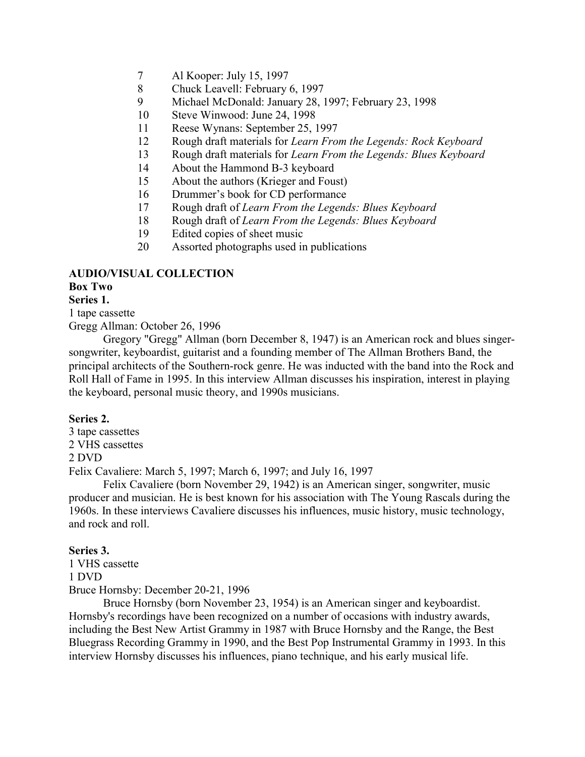7 Al Kooper: July 15, 1997
8 Chuck Leavell: February 6, 1997
9 Michael McDonald: January 28, 1997; February 23, 1998
10 Steve Winwood: June 24, 1998
11 Reese Wynans: September 25, 1997
12 Rough draft materials for *Learn From the Legends: Rock Keyboard*
13 Rough draft materials for *Learn From the Legends: Blues Keyboard*
14 About the Hammond B-3 keyboard
15 About the authors (Krieger and Foust)
16 Drummer's book for CD performance
17 Rough draft of *Learn From the Legends: Blues Keyboard*
18 Rough draft of *Learn From the Legends: Blues Keyboard*
19 Edited copies of sheet music
20 Assorted photographs used in publications

**AUDIO/VISUAL COLLECTION**

**Box Two**

**Series 1.**

1 tape cassette

Gregg Allman: October 26, 1996

Gregory "Gregg" Allman (born December 8, 1947) is an American rock and blues singer-songwriter, keyboardist, guitarist and a founding member of The Allman Brothers Band, the principal architects of the Southern-rock genre. He was inducted with the band into the Rock and Roll Hall of Fame in 1995. In this interview Allman discusses his inspiration, interest in playing the keyboard, personal music theory, and 1990s musicians.

**Series 2.**

3 tape cassettes
2 VHS cassettes
2 DVD

Felix Cavaliere: March 5, 1997; March 6, 1997; and July 16, 1997

Felix Cavaliere (born November 29, 1942) is an American singer, songwriter, music producer and musician. He is best known for his association with The Young Rascals during the 1960s. In these interviews Cavaliere discusses his influences, music history, music technology, and rock and roll.

**Series 3.**

1 VHS cassette
1 DVD

Bruce Hornsby: December 20-21, 1996

Bruce Hornsby (born November 23, 1954) is an American singer and keyboardist. Hornsby's recordings have been recognized on a number of occasions with industry awards, including the Best New Artist Grammy in 1987 with Bruce Hornsby and the Range, the Best Bluegrass Recording Grammy in 1990, and the Best Pop Instrumental Grammy in 1993. In this interview Hornsby discusses his influences, piano technique, and his early musical life.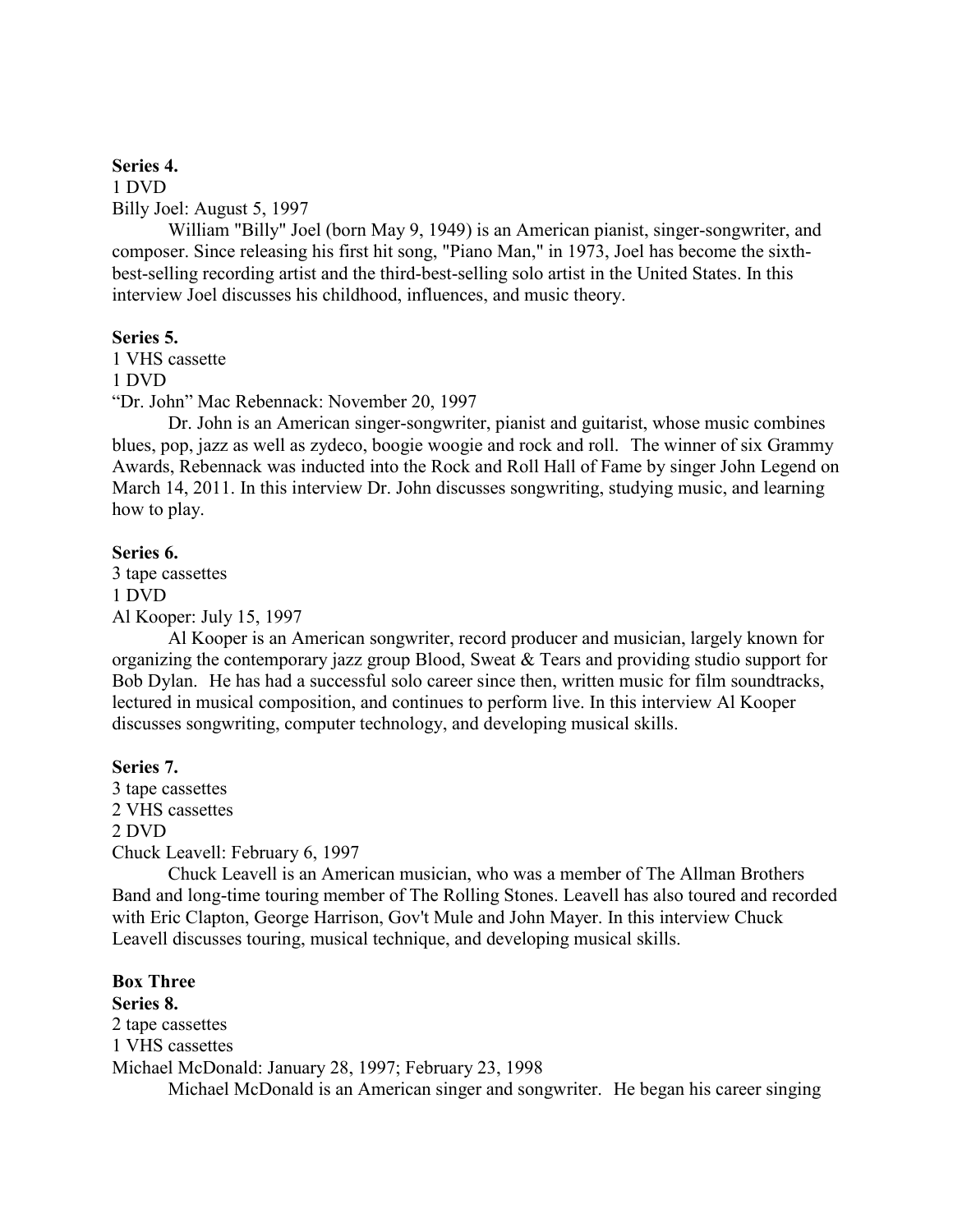**Series 4.**
1 DVD
Billy Joel: August 5, 1997

William "Billy" Joel (born May 9, 1949) is an American pianist, singer-songwriter, and composer. Since releasing his first hit song, "Piano Man," in 1973, Joel has become the sixth-best-selling recording artist and the third-best-selling solo artist in the United States. In this interview Joel discusses his childhood, influences, and music theory.

**Series 5.**
1 VHS cassette
1 DVD
"Dr. John" Mac Rebennack: November 20, 1997

Dr. John is an American singer-songwriter, pianist and guitarist, whose music combines blues, pop, jazz as well as zydeco, boogie woogie and rock and roll. The winner of six Grammy Awards, Rebennack was inducted into the Rock and Roll Hall of Fame by singer John Legend on March 14, 2011. In this interview Dr. John discusses songwriting, studying music, and learning how to play.

**Series 6.**
3 tape cassettes
1 DVD
Al Kooper: July 15, 1997

Al Kooper is an American songwriter, record producer and musician, largely known for organizing the contemporary jazz group Blood, Sweat & Tears and providing studio support for Bob Dylan. He has had a successful solo career since then, written music for film soundtracks, lectured in musical composition, and continues to perform live. In this interview Al Kooper discusses songwriting, computer technology, and developing musical skills.

**Series 7.**
3 tape cassettes
2 VHS cassettes
2 DVD
Chuck Leavell: February 6, 1997

Chuck Leavell is an American musician, who was a member of The Allman Brothers Band and long-time touring member of The Rolling Stones. Leavell has also toured and recorded with Eric Clapton, George Harrison, Gov't Mule and John Mayer. In this interview Chuck Leavell discusses touring, musical technique, and developing musical skills.

**Box Three**
**Series 8.**
2 tape cassettes
1 VHS cassettes
Michael McDonald: January 28, 1997; February 23, 1998

Michael McDonald is an American singer and songwriter. He began his career singing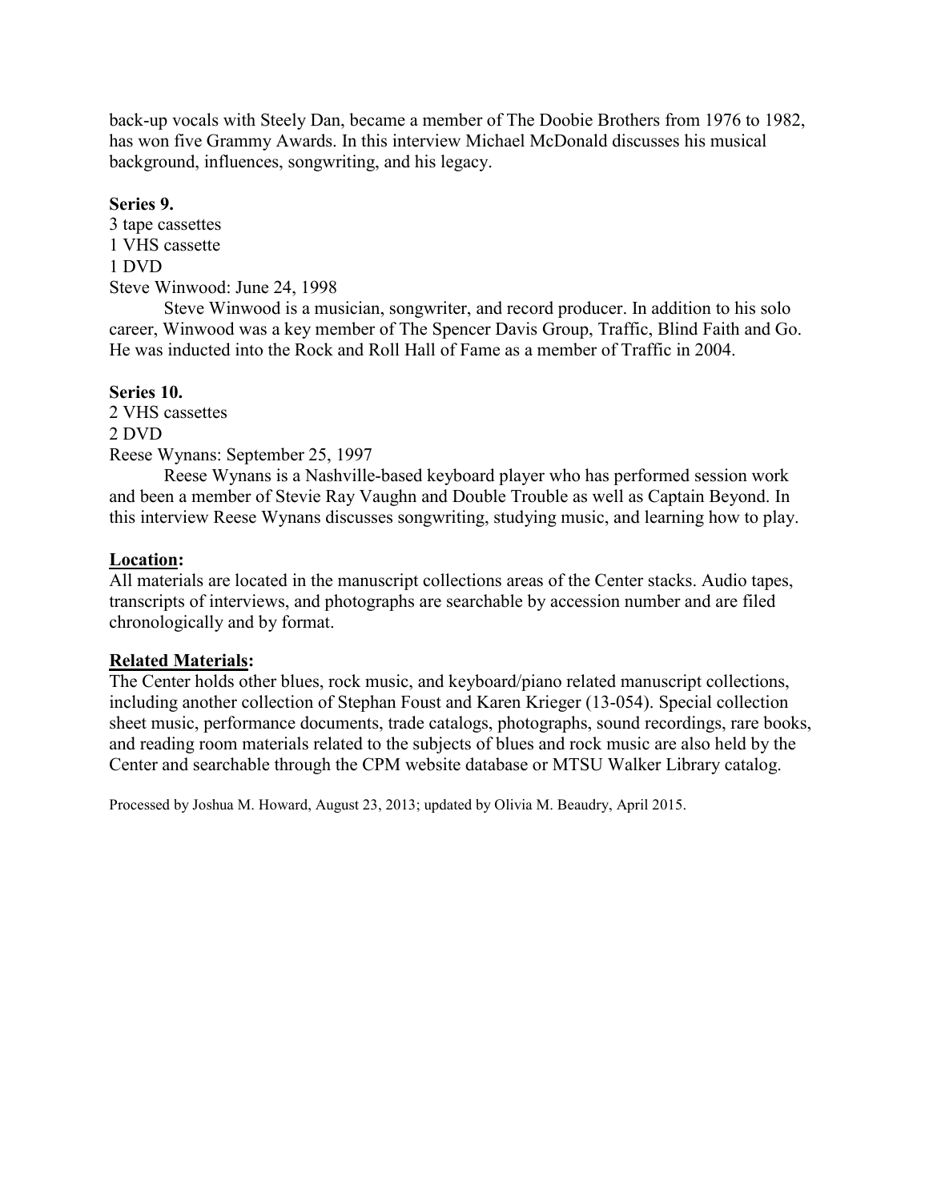back-up vocals with Steely Dan, became a member of The Doobie Brothers from 1976 to 1982, has won five Grammy Awards. In this interview Michael McDonald discusses his musical background, influences, songwriting, and his legacy.

**Series 9.**
3 tape cassettes
1 VHS cassette
1 DVD
Steve Winwood: June 24, 1998

Steve Winwood is a musician, songwriter, and record producer. In addition to his solo career, Winwood was a key member of The Spencer Davis Group, Traffic, Blind Faith and Go. He was inducted into the Rock and Roll Hall of Fame as a member of Traffic in 2004.

**Series 10.**
2 VHS cassettes
2 DVD
Reese Wynans: September 25, 1997

Reese Wynans is a Nashville-based keyboard player who has performed session work and been a member of Stevie Ray Vaughn and Double Trouble as well as Captain Beyond. In this interview Reese Wynans discusses songwriting, studying music, and learning how to play.

**Location:**
All materials are located in the manuscript collections areas of the Center stacks. Audio tapes, transcripts of interviews, and photographs are searchable by accession number and are filed chronologically and by format.

**Related Materials:**
The Center holds other blues, rock music, and keyboard/piano related manuscript collections, including another collection of Stephan Foust and Karen Krieger (13-054). Special collection sheet music, performance documents, trade catalogs, photographs, sound recordings, rare books, and reading room materials related to the subjects of blues and rock music are also held by the Center and searchable through the CPM website database or MTSU Walker Library catalog.

Processed by Joshua M. Howard, August 23, 2013; updated by Olivia M. Beaudry, April 2015.